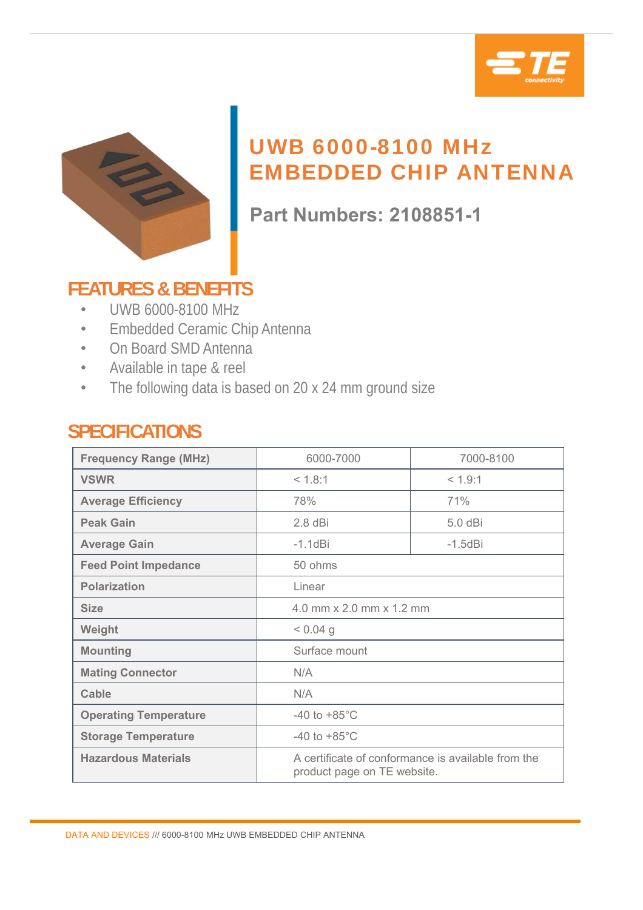# UWB 6000-8100 MHz EMBEDDED CHIP ANTENNA

## Part Numbers: 2108851-1

## FEATURES & BENEFITS

- UWB 6000-8100 MHz
- Embedded Ceramic Chip Antenna
- On Board SMD Antenna
- Available in tape & reel
- The following data is based on 20 x 24 mm ground size

## SPECIFICATIONS

| Frequency Range (MHz) | 6000-7000 | 7000-8100 |
|---|---|---|
| **VSWR** | < 1.8:1 | < 1.9:1 |
| **Average Efficiency** | 78% | 71% |
| **Peak Gain** | 2.8 dBi | 5.0 dBi |
| **Average Gain** | -1.1dBi | -1.5dBi |
| **Feed Point Impedance** | 50 ohms | |
| **Polarization** | Linear | |
| **Size** | 4.0 mm x 2.0 mm x 1.2 mm | |
| **Weight** | < 0.04 g | |
| **Mounting** | Surface mount | |
| **Mating Connector** | N/A | |
| **Cable** | N/A | |
| **Operating Temperature** | -40 to +85°C | |
| **Storage Temperature** | -40 to +85°C | |
| **Hazardous Materials** | A certificate of conformance is available from the product page on TE website. | |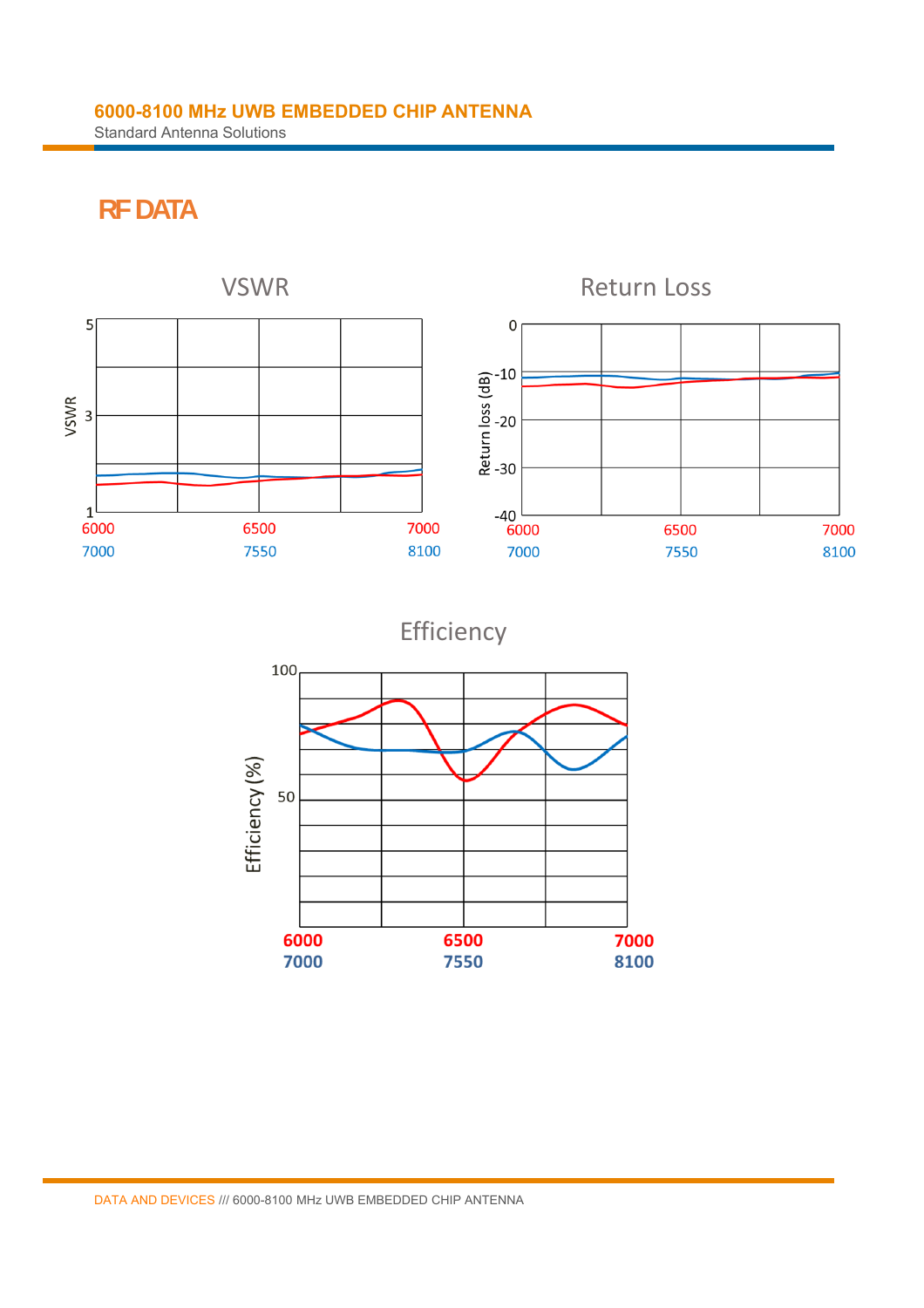## RF DATA

VSWR

VSWR

5

3

1

6000 6500 7000

7000 7550 8100

Return Loss

Return loss (dB)

0

-10

-20

-30

-40

6000 6500 7000

7000 7550 8100

Efficiency

Efficiency (%)

100

50

**6000 6500 7000**

**7000 7550 8100**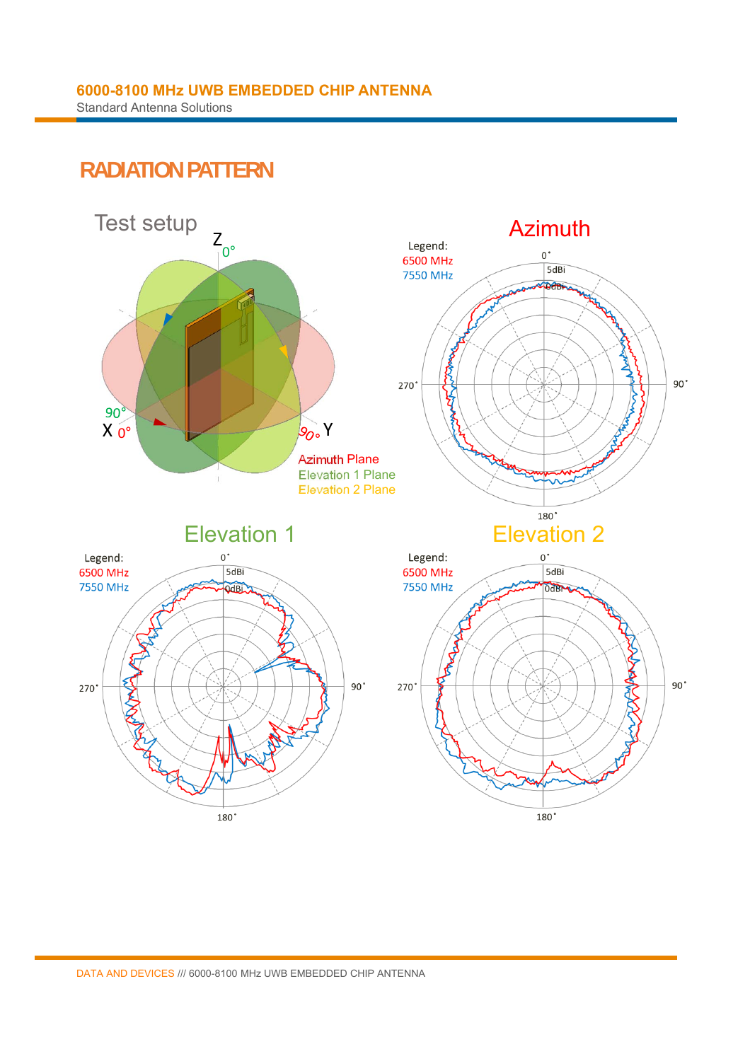## RADIATION PATTERN

Test setup

Z 0°

90° X 0°

90° Y

Azimuth Plane
Elevation 1 Plane
Elevation 2 Plane

### Azimuth

Legend:
6500 MHz
7550 MHz

0° 5dBi 0dBi 90° 180° 270°

### Elevation 1

Legend:
6500 MHz
7550 MHz

0° 5dBi 0dBi 90° 180° 270°

### Elevation 2

Legend:
6500 MHz
7550 MHz

0° 5dBi 0dBi 90° 180° 270°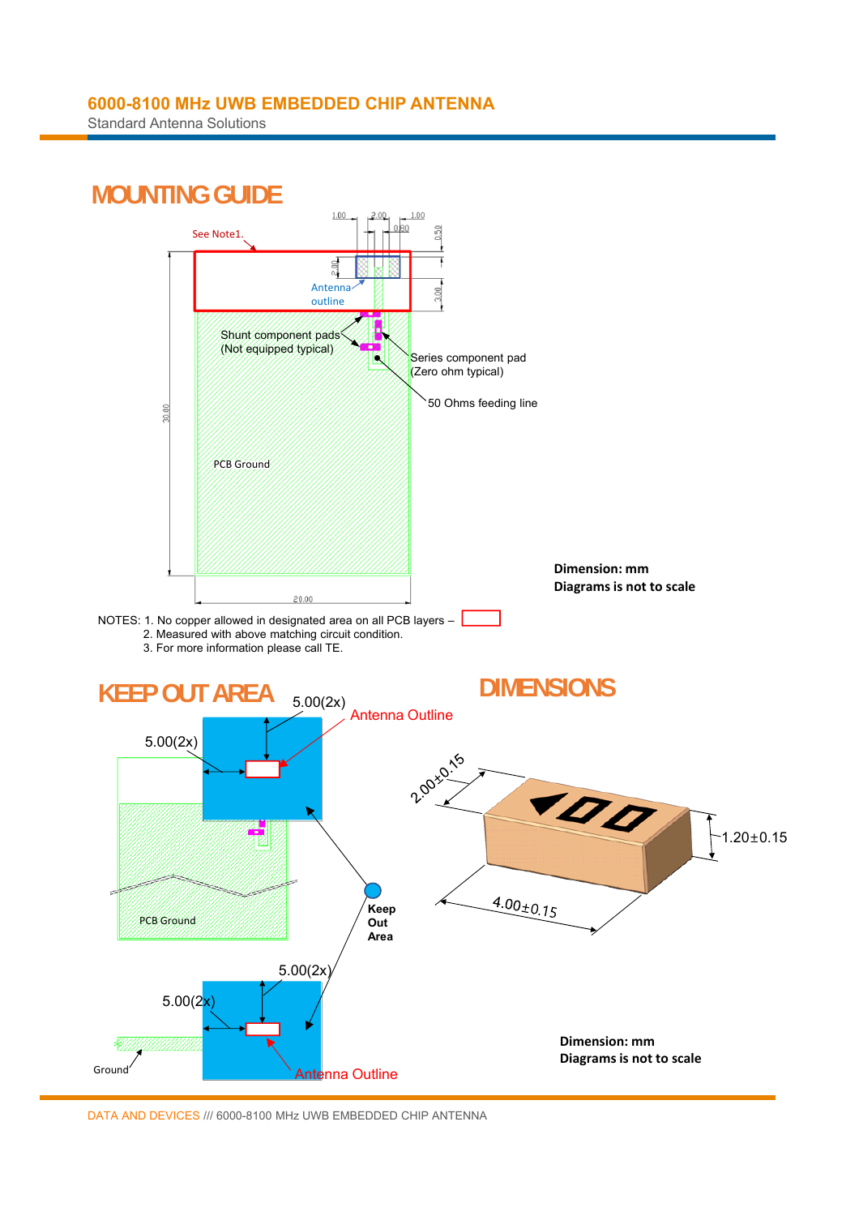## MOUNTING GUIDE

See Note1.

Antenna outline

Shunt component pads (Not equipped typical)

Series component pad (Zero ohm typical)

50 Ohms feeding line

PCB Ground

**Dimension: mm**
**Diagrams is not to scale**

NOTES: 1. No copper allowed in designated area on all PCB layers –
2. Measured with above matching circuit condition.
3. For more information please call TE.

## KEEP OUT AREA

5.00(2x)

Antenna Outline

PCB Ground

Keep Out Area

Ground

## DIMENSIONS

2.00±0.15

1.20±0.15

4.00±0.15

**Dimension: mm**
**Diagrams is not to scale**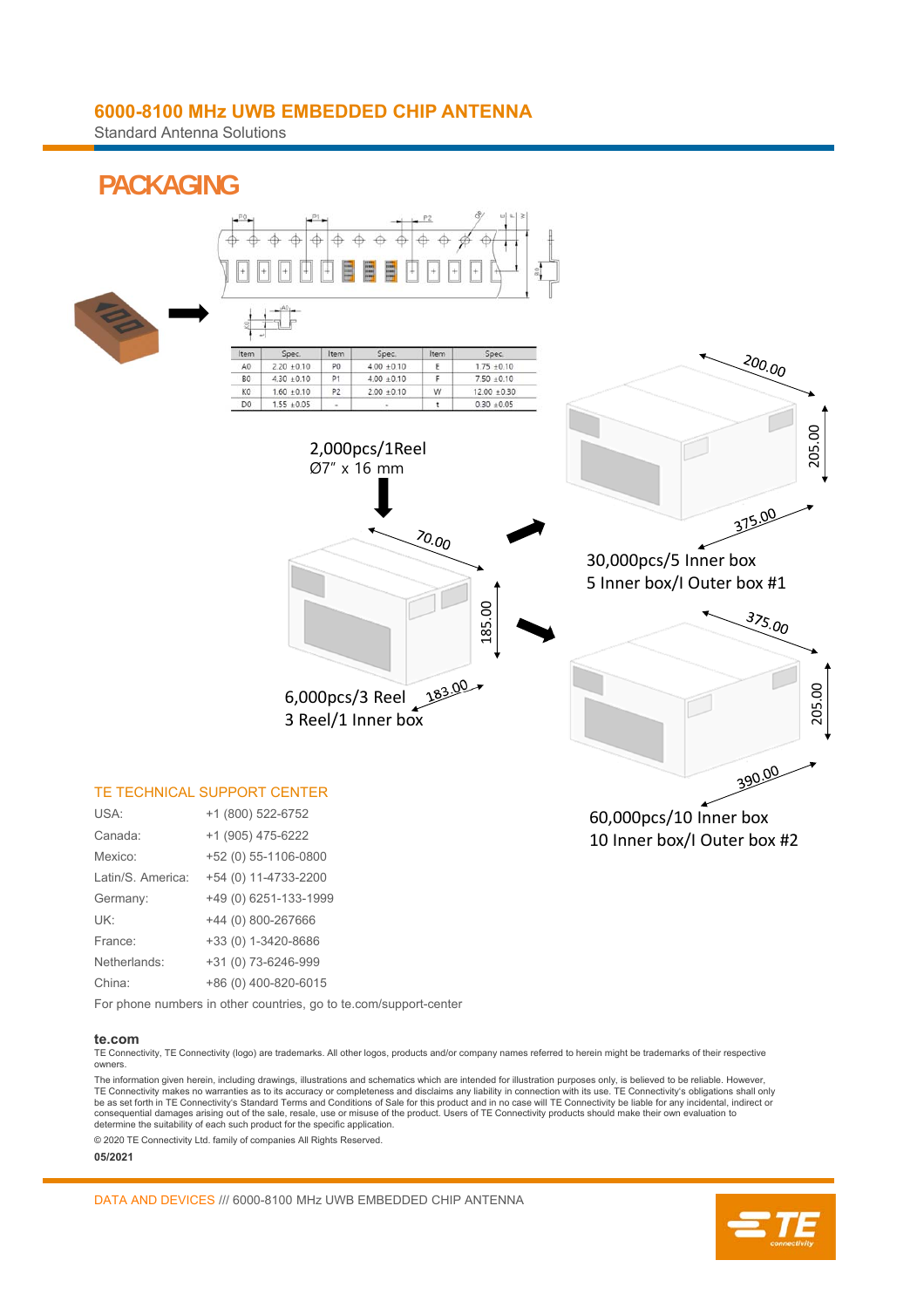# 6000-8100 MHz UWB EMBEDDED CHIP ANTENNA

Standard Antenna Solutions

## PACKAGING

| Item | Spec. | Item | Spec. | Item | Spec. |
|---|---|---|---|---|---|
| A0 | 2.20 ±0.10 | P0 | 4.00 ±0.10 | E | 1.75 ±0.10 |
| B0 | 4.30 ±0.10 | P1 | 4.00 ±0.10 | F | 7.50 ±0.10 |
| K0 | 1.60 ±0.10 | P2 | 2.00 ±0.10 | W | 12.00 ±0.30 |
| D0 | 1.55 ±0.05 | - | - | t | 0.30 ±0.05 |

2,000pcs/1Reel
Ø7" x 16 mm

70.00
185.00
183.00

6,000pcs/3 Reel
3 Reel/1 Inner box

200.00
205.00
375.00

30,000pcs/5 Inner box
5 Inner box/I Outer box #1

375.00
205.00
390.00

60,000pcs/10 Inner box
10 Inner box/I Outer box #2

### TE TECHNICAL SUPPORT CENTER

| | |
|---|---|
| USA: | +1 (800) 522-6752 |
| Canada: | +1 (905) 475-6222 |
| Mexico: | +52 (0) 55-1106-0800 |
| Latin/S. America: | +54 (0) 11-4733-2200 |
| Germany: | +49 (0) 6251-133-1999 |
| UK: | +44 (0) 800-267666 |
| France: | +33 (0) 1-3420-8686 |
| Netherlands: | +31 (0) 73-6246-999 |
| China: | +86 (0) 400-820-6015 |

For phone numbers in other countries, go to te.com/support-center

**te.com**

TE Connectivity, TE Connectivity (logo) are trademarks. All other logos, products and/or company names referred to herein might be trademarks of their respective owners.

The information given herein, including drawings, illustrations and schematics which are intended for illustration purposes only, is believed to be reliable. However, TE Connectivity makes no warranties as to its accuracy or completeness and disclaims any liability in connection with its use. TE Connectivity's obligations shall only be as set forth in TE Connectivity's Standard Terms and Conditions of Sale for this product and in no case will TE Connectivity be liable for any incidental, indirect or consequential damages arising out of the sale, resale, use or misuse of the product. Users of TE Connectivity products should make their own evaluation to determine the suitability of each such product for the specific application.

© 2020 TE Connectivity Ltd. family of companies All Rights Reserved.

**05/2021**